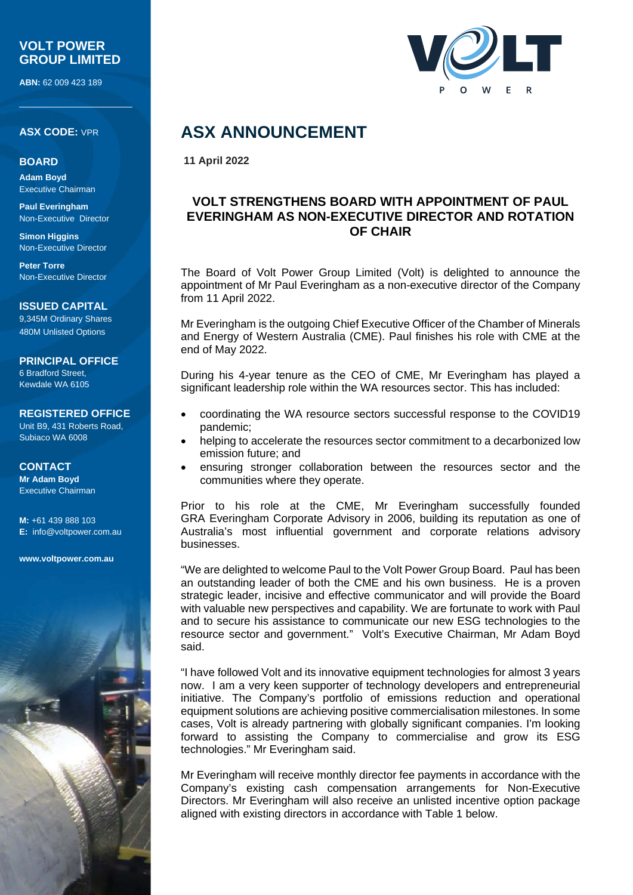**VOLT POWER GROUP LIMITED**

**ABN:** 62 009 423 189

**ASX CODE:** VPR

**BOARD**

**Adam Boyd**
Executive Chairman

**Paul Everingham**
Non-Executive Director

**Simon Higgins**
Non-Executive Director

**Peter Torre**
Non-Executive Director

**ISSUED CAPITAL**
9,345M Ordinary Shares
480M Unlisted Options

**PRINCIPAL OFFICE**
6 Bradford Street,
Kewdale WA 6105

**REGISTERED OFFICE**
Unit B9, 431 Roberts Road,
Subiaco WA 6008

**CONTACT**
**Mr Adam Boyd**
Executive Chairman

**M:** +61 439 888 103
**E:** info@voltpower.com.au

**www.voltpower.com.au**

# ASX ANNOUNCEMENT

**11 April 2022**

## VOLT STRENGTHENS BOARD WITH APPOINTMENT OF PAUL EVERINGHAM AS NON-EXECUTIVE DIRECTOR AND ROTATION OF CHAIR

The Board of Volt Power Group Limited (Volt) is delighted to announce the appointment of Mr Paul Everingham as a non-executive director of the Company from 11 April 2022.

Mr Everingham is the outgoing Chief Executive Officer of the Chamber of Minerals and Energy of Western Australia (CME). Paul finishes his role with CME at the end of May 2022.

During his 4-year tenure as the CEO of CME, Mr Everingham has played a significant leadership role within the WA resources sector. This has included:

- coordinating the WA resource sectors successful response to the COVID19 pandemic;
- helping to accelerate the resources sector commitment to a decarbonized low emission future; and
- ensuring stronger collaboration between the resources sector and the communities where they operate.

Prior to his role at the CME, Mr Everingham successfully founded GRA Everingham Corporate Advisory in 2006, building its reputation as one of Australia's most influential government and corporate relations advisory businesses.

"We are delighted to welcome Paul to the Volt Power Group Board. Paul has been an outstanding leader of both the CME and his own business. He is a proven strategic leader, incisive and effective communicator and will provide the Board with valuable new perspectives and capability. We are fortunate to work with Paul and to secure his assistance to communicate our new ESG technologies to the resource sector and government." Volt's Executive Chairman, Mr Adam Boyd said.

"I have followed Volt and its innovative equipment technologies for almost 3 years now. I am a very keen supporter of technology developers and entrepreneurial initiative. The Company's portfolio of emissions reduction and operational equipment solutions are achieving positive commercialisation milestones. In some cases, Volt is already partnering with globally significant companies. I'm looking forward to assisting the Company to commercialise and grow its ESG technologies." Mr Everingham said.

Mr Everingham will receive monthly director fee payments in accordance with the Company's existing cash compensation arrangements for Non-Executive Directors. Mr Everingham will also receive an unlisted incentive option package aligned with existing directors in accordance with Table 1 below.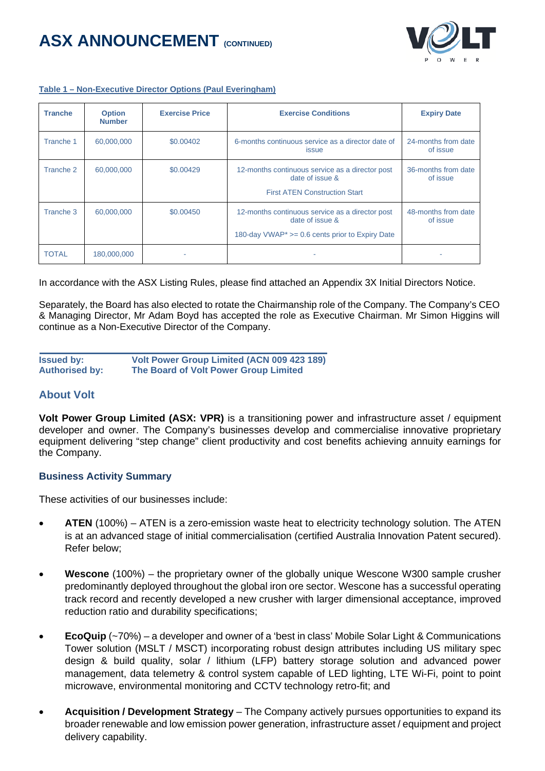**Table 1 – Non-Executive Director Options (Paul Everingham)**

| Tranche | Option Number | Exercise Price | Exercise Conditions | Expiry Date |
| --- | --- | --- | --- | --- |
| Tranche 1 | 60,000,000 | $0.00402 | 6-months continuous service as a director date of issue | 24-months from date of issue |
| Tranche 2 | 60,000,000 | $0.00429 | 12-months continuous service as a director post date of issue & First ATEN Construction Start | 36-months from date of issue |
| Tranche 3 | 60,000,000 | $0.00450 | 12-months continuous service as a director post date of issue & 180-day VWAP* >= 0.6 cents prior to Expiry Date | 48-months from date of issue |
| TOTAL | 180,000,000 | - | - | - |

In accordance with the ASX Listing Rules, please find attached an Appendix 3X Initial Directors Notice.

Separately, the Board has also elected to rotate the Chairmanship role of the Company. The Company's CEO & Managing Director, Mr Adam Boyd has accepted the role as Executive Chairman. Mr Simon Higgins will continue as a Non-Executive Director of the Company.

**Issued by:** **Volt Power Group Limited (ACN 009 423 189)**
**Authorised by:** **The Board of Volt Power Group Limited**

## About Volt

**Volt Power Group Limited (ASX: VPR)** is a transitioning power and infrastructure asset / equipment developer and owner. The Company's businesses develop and commercialise innovative proprietary equipment delivering "step change" client productivity and cost benefits achieving annuity earnings for the Company.

### Business Activity Summary

These activities of our businesses include:

- **ATEN** (100%) – ATEN is a zero-emission waste heat to electricity technology solution. The ATEN is at an advanced stage of initial commercialisation (certified Australia Innovation Patent secured). Refer below;

- **Wescone** (100%) – the proprietary owner of the globally unique Wescone W300 sample crusher predominantly deployed throughout the global iron ore sector. Wescone has a successful operating track record and recently developed a new crusher with larger dimensional acceptance, improved reduction ratio and durability specifications;

- **EcoQuip** (~70%) – a developer and owner of a 'best in class' Mobile Solar Light & Communications Tower solution (MSLT / MSCT) incorporating robust design attributes including US military spec design & build quality, solar / lithium (LFP) battery storage solution and advanced power management, data telemetry & control system capable of LED lighting, LTE Wi-Fi, point to point microwave, environmental monitoring and CCTV technology retro-fit; and

- **Acquisition / Development Strategy** – The Company actively pursues opportunities to expand its broader renewable and low emission power generation, infrastructure asset / equipment and project delivery capability.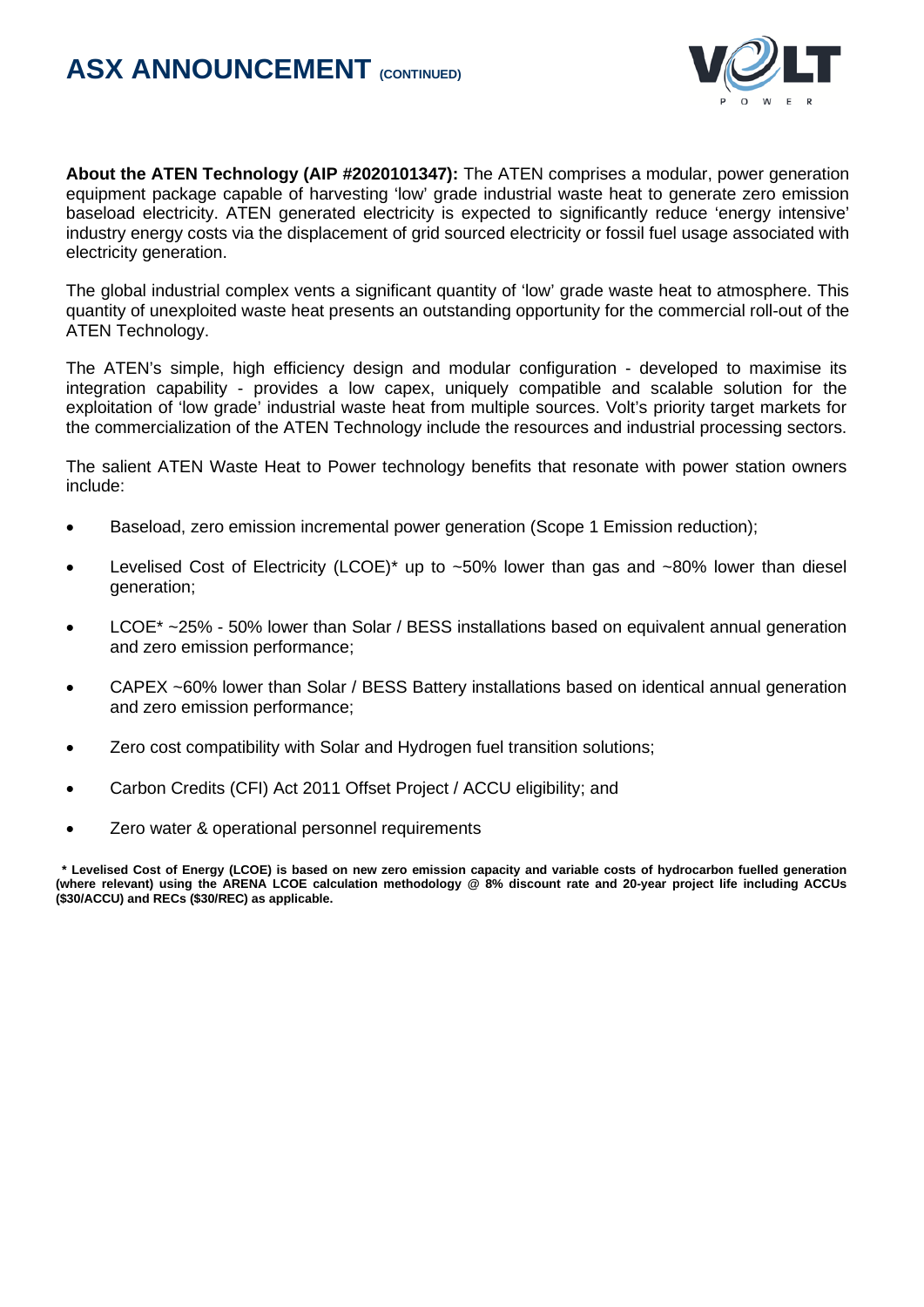**About the ATEN Technology (AIP #2020101347):** The ATEN comprises a modular, power generation equipment package capable of harvesting 'low' grade industrial waste heat to generate zero emission baseload electricity. ATEN generated electricity is expected to significantly reduce 'energy intensive' industry energy costs via the displacement of grid sourced electricity or fossil fuel usage associated with electricity generation.

The global industrial complex vents a significant quantity of 'low' grade waste heat to atmosphere. This quantity of unexploited waste heat presents an outstanding opportunity for the commercial roll-out of the ATEN Technology.

The ATEN's simple, high efficiency design and modular configuration - developed to maximise its integration capability - provides a low capex, uniquely compatible and scalable solution for the exploitation of 'low grade' industrial waste heat from multiple sources. Volt's priority target markets for the commercialization of the ATEN Technology include the resources and industrial processing sectors.

The salient ATEN Waste Heat to Power technology benefits that resonate with power station owners include:

- Baseload, zero emission incremental power generation (Scope 1 Emission reduction);
- Levelised Cost of Electricity (LCOE)* up to ~50% lower than gas and ~80% lower than diesel generation;
- LCOE* ~25% - 50% lower than Solar / BESS installations based on equivalent annual generation and zero emission performance;
- CAPEX ~60% lower than Solar / BESS Battery installations based on identical annual generation and zero emission performance;
- Zero cost compatibility with Solar and Hydrogen fuel transition solutions;
- Carbon Credits (CFI) Act 2011 Offset Project / ACCU eligibility; and
- Zero water & operational personnel requirements

**\* Levelised Cost of Energy (LCOE) is based on new zero emission capacity and variable costs of hydrocarbon fuelled generation (where relevant) using the ARENA LCOE calculation methodology @ 8% discount rate and 20-year project life including ACCUs ($30/ACCU) and RECs ($30/REC) as applicable.**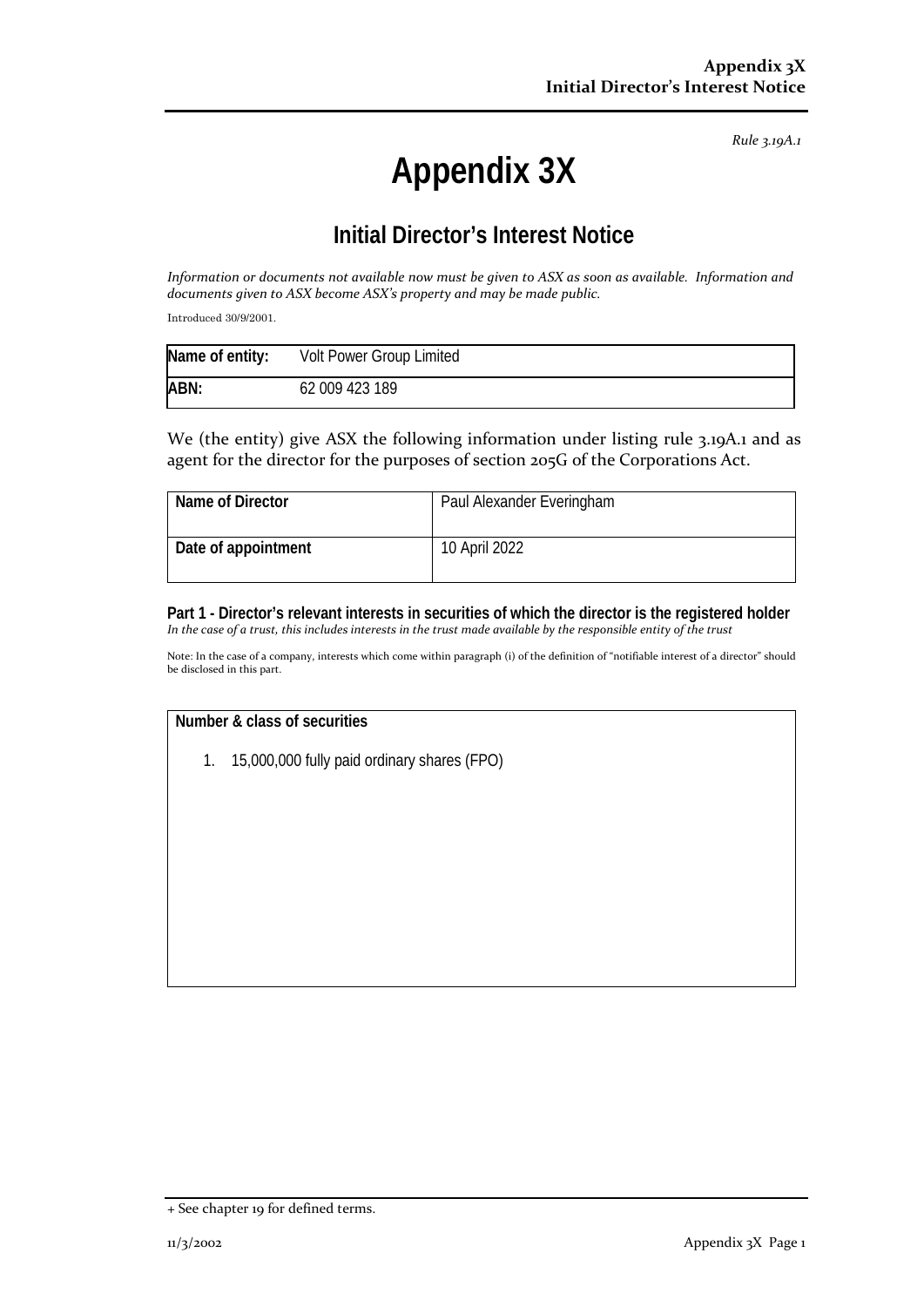*Rule 3.19A.1*

# Appendix 3X

## Initial Director's Interest Notice

*Information or documents not available now must be given to ASX as soon as available. Information and documents given to ASX become ASX's property and may be made public.*

Introduced 30/9/2001.

| | |
|---|---|
| **Name of entity:** | Volt Power Group Limited |
| **ABN:** | 62 009 423 189 |

We (the entity) give ASX the following information under listing rule 3.19A.1 and as agent for the director for the purposes of section 205G of the Corporations Act.

| | |
|---|---|
| Name of Director | Paul Alexander Everingham |
| Date of appointment | 10 April 2022 |

**Part 1 - Director's relevant interests in securities of which the director is the registered holder**
*In the case of a trust, this includes interests in the trust made available by the responsible entity of the trust*

Note: In the case of a company, interests which come within paragraph (i) of the definition of "notifiable interest of a director" should be disclosed in this part.

| **Number & class of securities** |
|---|
| 1. 15,000,000 fully paid ordinary shares (FPO) |

+ See chapter 19 for defined terms.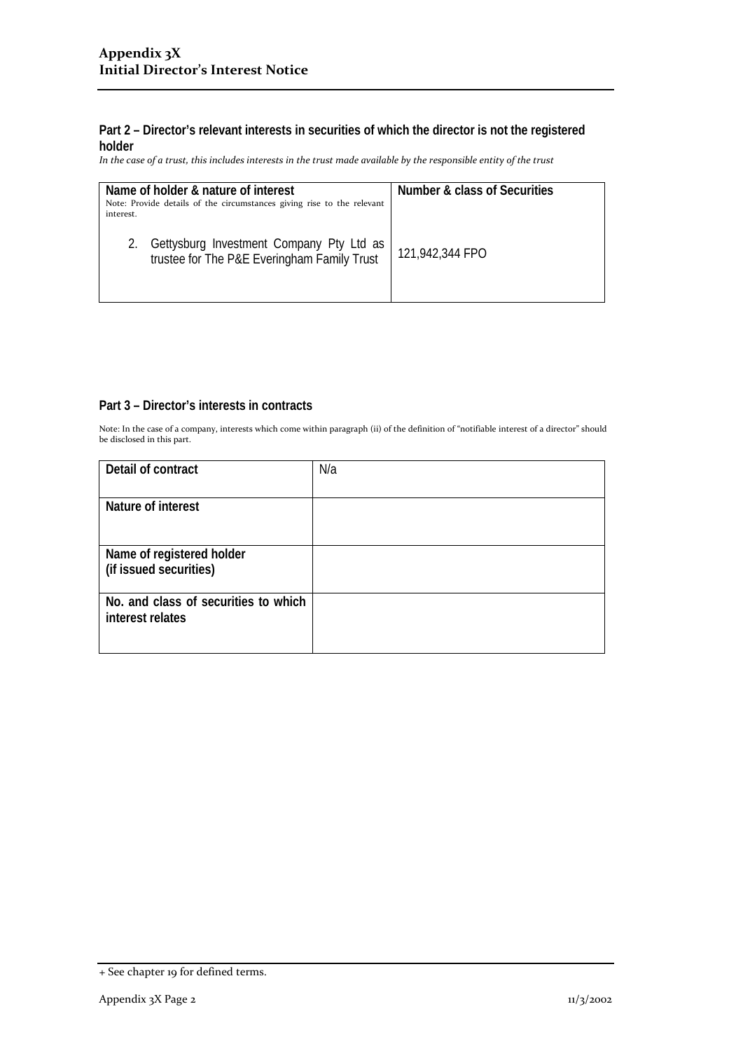## Part 2 – Director's relevant interests in securities of which the director is not the registered holder

*In the case of a trust, this includes interests in the trust made available by the responsible entity of the trust*

| Name of holder & nature of interest<br>Note: Provide details of the circumstances giving rise to the relevant interest. | Number & class of Securities |
|---|---|
| 2. Gettysburg Investment Company Pty Ltd as trustee for The P&E Everingham Family Trust | 121,942,344 FPO |

## Part 3 – Director's interests in contracts

Note: In the case of a company, interests which come within paragraph (ii) of the definition of "notifiable interest of a director" should be disclosed in this part.

| | |
|---|---|
| **Detail of contract** | N/a |
| **Nature of interest** | |
| **Name of registered holder (if issued securities)** | |
| **No. and class of securities to which interest relates** | |